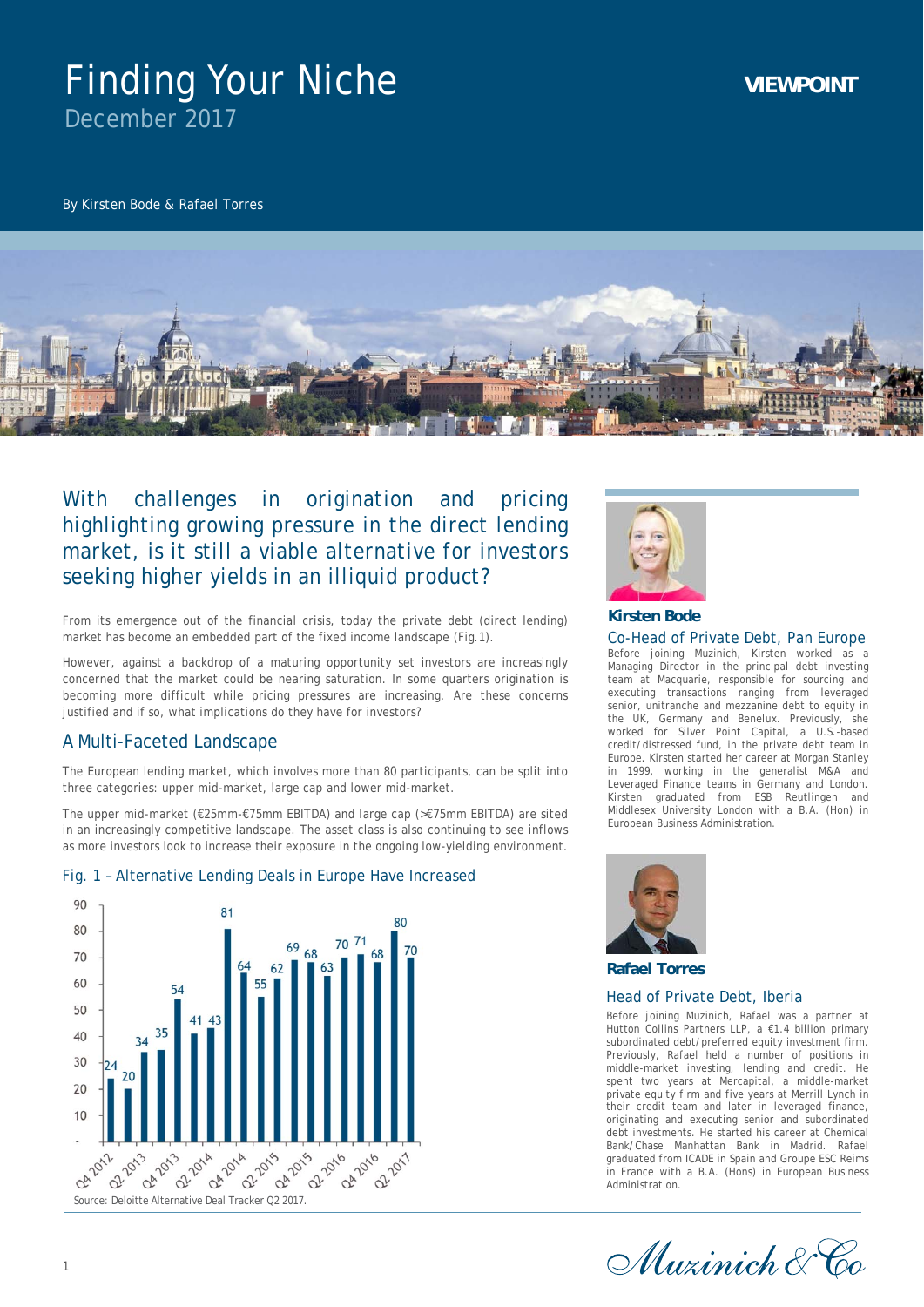# Finding Your Niche

December 2017

VIEWPOINT

By Kirsten Bode & Rafael Torres

## With challenges in origination and pricing highlighting growing pressure in the direct lending market, is it still a viable alternative for investors seeking higher yields in an illiquid product?

From its emergence out of the financial crisis, today the private debt (direct lending) market has become an embedded part of the fixed income landscape (Fig.1).

However, against a backdrop of a maturing opportunity set investors are increasingly concerned that the market could be nearing saturation. In some quarters origination is becoming more difficult while pricing pressures are increasing. Are these concerns justified and if so, what implications do they have for investors?

## A Multi-Faceted Landscape

The European lending market, which involves more than 80 participants, can be split into three categories: upper mid-market, large cap and lower mid-market.

The upper mid-market (€25mm-€75mm EBITDA) and large cap (>€75mm EBITDA) are sited in an increasingly competitive landscape. The asset class is also continuing to see inflows as more investors look to increase their exposure in the ongoing low-yielding environment.

Fig. 1 – Alternative Lending Deals in Europe Have Increased

90
80
70
60
50
40
30
20
10
-

24 20 34 35 54 41 43 81 64 55 62 69 68 63 70 71 68 80 70

Q4 2012, Q2 2013, Q4 2013, Q2 2014, Q4 2014, Q2 2015, Q4 2015, Q2 2016, Q4 2016, Q2 2017

Source: Deloitte Alternative Deal Tracker Q2 2017.

**Kirsten Bode**

### Co-Head of Private Debt, Pan Europe

Before joining Muzinich, Kirsten worked as a Managing Director in the principal debt investing team at Macquarie, responsible for sourcing and executing transactions ranging from leveraged senior, unitranche and mezzanine debt to equity in the UK, Germany and Benelux. Previously, she worked for Silver Point Capital, a U.S.-based credit/distressed fund, in the private debt team in Europe. Kirsten started her career at Morgan Stanley in 1999, working in the generalist M&A and Leveraged Finance teams in Germany and London. Kirsten graduated from ESB Reutlingen and Middlesex University London with a B.A. (Hon) in European Business Administration.

**Rafael Torres**

### Head of Private Debt, Iberia

Before joining Muzinich, Rafael was a partner at Hutton Collins Partners LLP, a €1.4 billion primary subordinated debt/preferred equity investment firm. Previously, Rafael held a number of positions in middle-market investing, lending and credit. He spent two years at Mercapital, a middle-market private equity firm and five years at Merrill Lynch in their credit team and later in leveraged finance, originating and executing senior and subordinated debt investments. He started his career at Chemical Bank/Chase Manhattan Bank in Madrid. Rafael graduated from ICADE in Spain and Groupe ESC Reims in France with a B.A. (Hons) in European Business Administration.

Muzinich & Co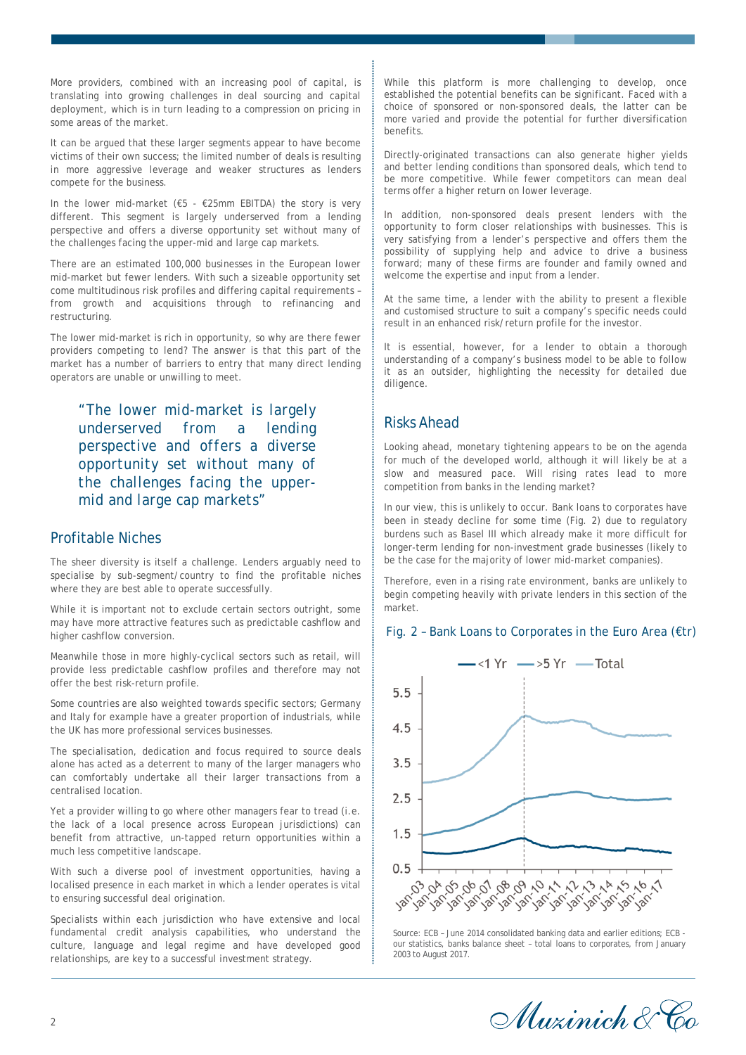More providers, combined with an increasing pool of capital, is translating into growing challenges in deal sourcing and capital deployment, which is in turn leading to a compression on pricing in some areas of the market.

It can be argued that these larger segments appear to have become victims of their own success; the limited number of deals is resulting in more aggressive leverage and weaker structures as lenders compete for the business.

In the lower mid-market (€5 - €25mm EBITDA) the story is very different. This segment is largely underserved from a lending perspective and offers a diverse opportunity set without many of the challenges facing the upper-mid and large cap markets.

There are an estimated 100,000 businesses in the European lower mid-market but fewer lenders. With such a sizeable opportunity set come multitudinous risk profiles and differing capital requirements – from growth and acquisitions through to refinancing and restructuring.

The lower mid-market is rich in opportunity, so why are there fewer providers competing to lend? The answer is that this part of the market has a number of barriers to entry that many direct lending operators are unable or unwilling to meet.

> "The lower mid-market is largely underserved from a lending perspective and offers a diverse opportunity set without many of the challenges facing the upper-mid and large cap markets"

## Profitable Niches

The sheer diversity is itself a challenge. Lenders arguably need to specialise by sub-segment/country to find the profitable niches where they are best able to operate successfully.

While it is important not to exclude certain sectors outright, some may have more attractive features such as predictable cashflow and higher cashflow conversion.

Meanwhile those in more highly-cyclical sectors such as retail, will provide less predictable cashflow profiles and therefore may not offer the best risk-return profile.

Some countries are also weighted towards specific sectors; Germany and Italy for example have a greater proportion of industrials, while the UK has more professional services businesses.

The specialisation, dedication and focus required to source deals alone has acted as a deterrent to many of the larger managers who can comfortably undertake all their larger transactions from a centralised location.

Yet a provider willing to go where other managers fear to tread (i.e. the lack of a local presence across European jurisdictions) can benefit from attractive, un-tapped return opportunities within a much less competitive landscape.

With such a diverse pool of investment opportunities, having a localised presence in each market in which a lender operates is vital to ensuring successful deal origination.

Specialists within each jurisdiction who have extensive and local fundamental credit analysis capabilities, who understand the culture, language and legal regime and have developed good relationships, are key to a successful investment strategy.

While this platform is more challenging to develop, once established the potential benefits can be significant. Faced with a choice of sponsored or non-sponsored deals, the latter can be more varied and provide the potential for further diversification benefits.

Directly-originated transactions can also generate higher yields and better lending conditions than sponsored deals, which tend to be more competitive. While fewer competitors can mean deal terms offer a higher return on lower leverage.

In addition, non-sponsored deals present lenders with the opportunity to form closer relationships with businesses. This is very satisfying from a lender's perspective and offers them the possibility of supplying help and advice to drive a business forward; many of these firms are founder and family owned and welcome the expertise and input from a lender.

At the same time, a lender with the ability to present a flexible and customised structure to suit a company's specific needs could result in an enhanced risk/return profile for the investor.

It is essential, however, for a lender to obtain a thorough understanding of a company's business model to be able to follow it as an outsider, highlighting the necessity for detailed due diligence.

## Risks Ahead

Looking ahead, monetary tightening appears to be on the agenda for much of the developed world, although it will likely be at a slow and measured pace. Will rising rates lead to more competition from banks in the lending market?

In our view, this is unlikely to occur. Bank loans to corporates have been in steady decline for some time (Fig. 2) due to regulatory burdens such as Basel III which already make it more difficult for longer-term lending for non-investment grade businesses (likely to be the case for the majority of lower mid-market companies).

Therefore, even in a rising rate environment, banks are unlikely to begin competing heavily with private lenders in this section of the market.

Fig. 2 – Bank Loans to Corporates in the Euro Area (€tr)

<1 Yr
>5 Yr
Total

5.5
4.5
3.5
2.5
1.5
0.5

Jan-03
Jan-04
Jan-05
Jan-06
Jan-07
Jan-08
Jan-09
Jan-10
Jan-11
Jan-12
Jan-13
Jan-14
Jan-15
Jan-16
Jan-17

Source: ECB – June 2014 consolidated banking data and earlier editions; ECB - our statistics, banks balance sheet – total loans to corporates, from January 2003 to August 2017.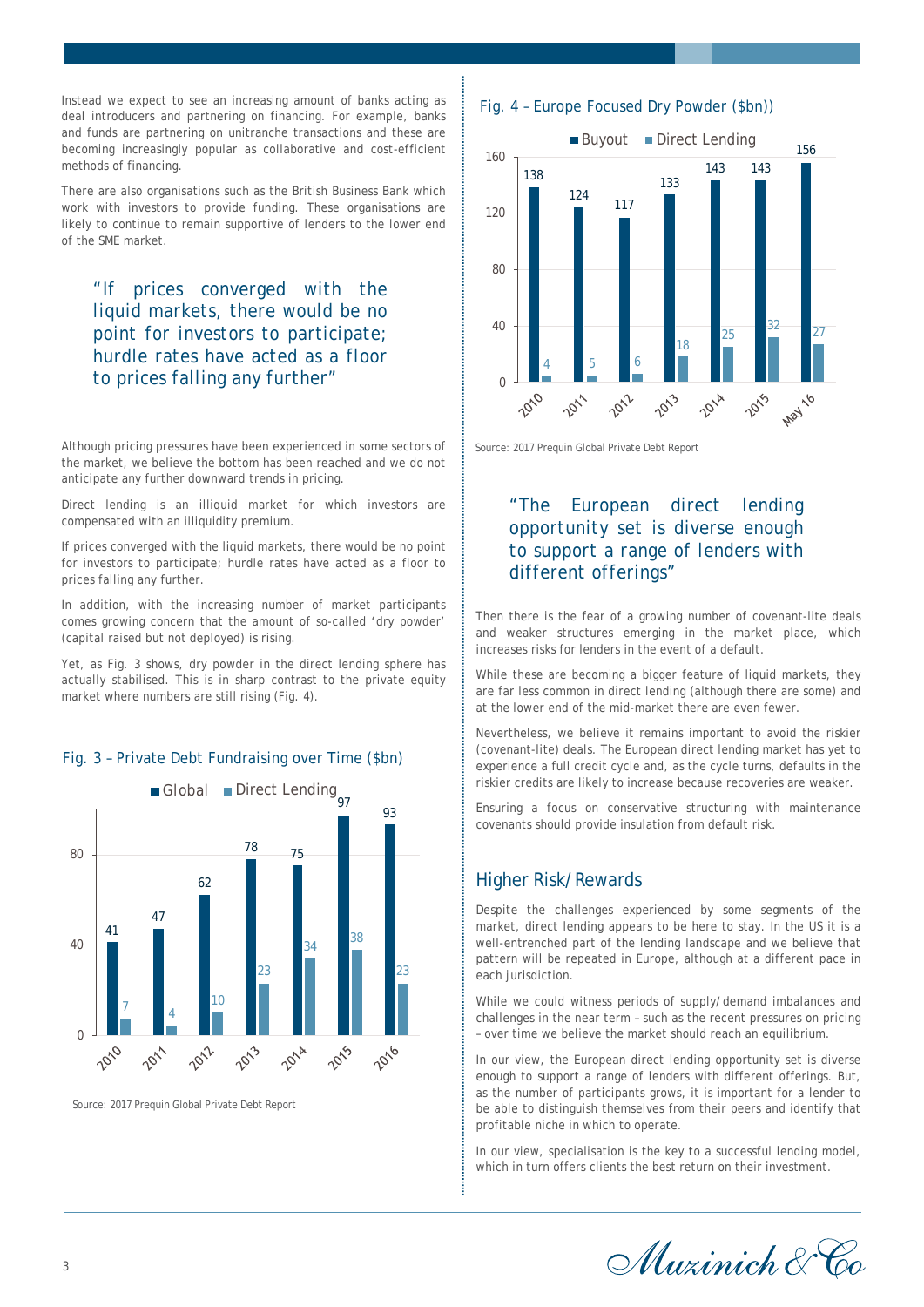Instead we expect to see an increasing amount of banks acting as deal introducers and partnering on financing. For example, banks and funds are partnering on unitranche transactions and these are becoming increasingly popular as collaborative and cost-efficient methods of financing.

There are also organisations such as the British Business Bank which work with investors to provide funding. These organisations are likely to continue to remain supportive of lenders to the lower end of the SME market.

> "If prices converged with the liquid markets, there would be no point for investors to participate; hurdle rates have acted as a floor to prices falling any further"

Although pricing pressures have been experienced in some sectors of the market, we believe the bottom has been reached and we do not anticipate any further downward trends in pricing.

Direct lending is an illiquid market for which investors are compensated with an illiquidity premium.

If prices converged with the liquid markets, there would be no point for investors to participate; hurdle rates have acted as a floor to prices falling any further.

In addition, with the increasing number of market participants comes growing concern that the amount of so-called 'dry powder' (capital raised but not deployed) is rising.

Yet, as Fig. 3 shows, dry powder in the direct lending sphere has actually stabilised. This is in sharp contrast to the private equity market where numbers are still rising (Fig. 4).

### Fig. 3 – Private Debt Fundraising over Time ($bn)

Global / Direct Lending

2010: 41, 7
2011: 47, 4
2012: 62, 10
2013: 78, 23
2014: 75, 34
2015: 97, 38
2016: 93, 23

Source: 2017 Prequin Global Private Debt Report

### Fig. 4 – Europe Focused Dry Powder ($bn))

Buyout / Direct Lending

2010: 138, 4
2011: 124, 5
2012: 117, 6
2013: 133, 18
2014: 143, 25
2015: 143, 32
May 16: 156, 27

Source: 2017 Prequin Global Private Debt Report

> "The European direct lending opportunity set is diverse enough to support a range of lenders with different offerings"

Then there is the fear of a growing number of covenant-lite deals and weaker structures emerging in the market place, which increases risks for lenders in the event of a default.

While these are becoming a bigger feature of liquid markets, they are far less common in direct lending (although there are some) and at the lower end of the mid-market there are even fewer.

Nevertheless, we believe it remains important to avoid the riskier (covenant-lite) deals. The European direct lending market has yet to experience a full credit cycle and, as the cycle turns, defaults in the riskier credits are likely to increase because recoveries are weaker.

Ensuring a focus on conservative structuring with maintenance covenants should provide insulation from default risk.

## Higher Risk/Rewards

Despite the challenges experienced by some segments of the market, direct lending appears to be here to stay. In the US it is a well-entrenched part of the lending landscape and we believe that pattern will be repeated in Europe, although at a different pace in each jurisdiction.

While we could witness periods of supply/demand imbalances and challenges in the near term – such as the recent pressures on pricing – over time we believe the market should reach an equilibrium.

In our view, the European direct lending opportunity set is diverse enough to support a range of lenders with different offerings. But, as the number of participants grows, it is important for a lender to be able to distinguish themselves from their peers and identify that profitable niche in which to operate.

In our view, specialisation is the key to a successful lending model, which in turn offers clients the best return on their investment.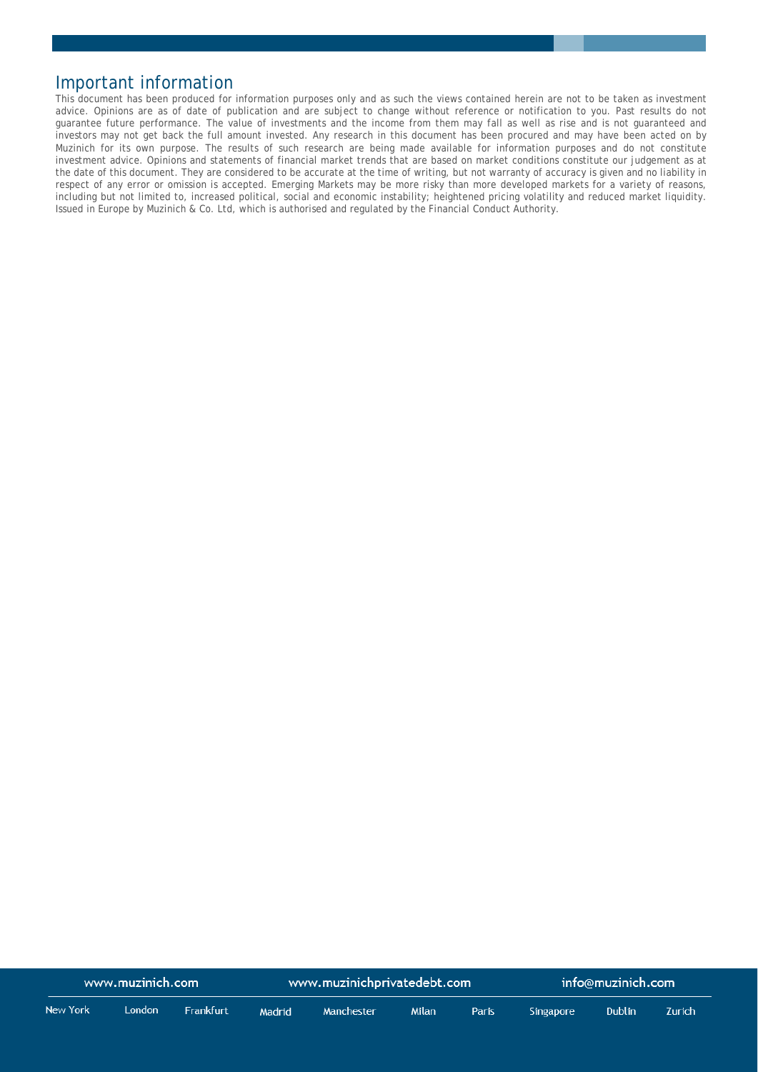## Important information

This document has been produced for information purposes only and as such the views contained herein are not to be taken as investment advice. Opinions are as of date of publication and are subject to change without reference or notification to you. Past results do not guarantee future performance. The value of investments and the income from them may fall as well as rise and is not guaranteed and investors may not get back the full amount invested. Any research in this document has been procured and may have been acted on by Muzinich for its own purpose. The results of such research are being made available for information purposes and do not constitute investment advice. Opinions and statements of financial market trends that are based on market conditions constitute our judgement as at the date of this document. They are considered to be accurate at the time of writing, but not warranty of accuracy is given and no liability in respect of any error or omission is accepted. Emerging Markets may be more risky than more developed markets for a variety of reasons, including but not limited to, increased political, social and economic instability; heightened pricing volatility and reduced market liquidity. Issued in Europe by Muzinich & Co. Ltd, which is authorised and regulated by the Financial Conduct Authority.

www.muzinich.com www.muzinichprivatedebt.com info@muzinich.com

New York London Frankfurt Madrid Manchester Milan Paris Singapore Dublin Zurich